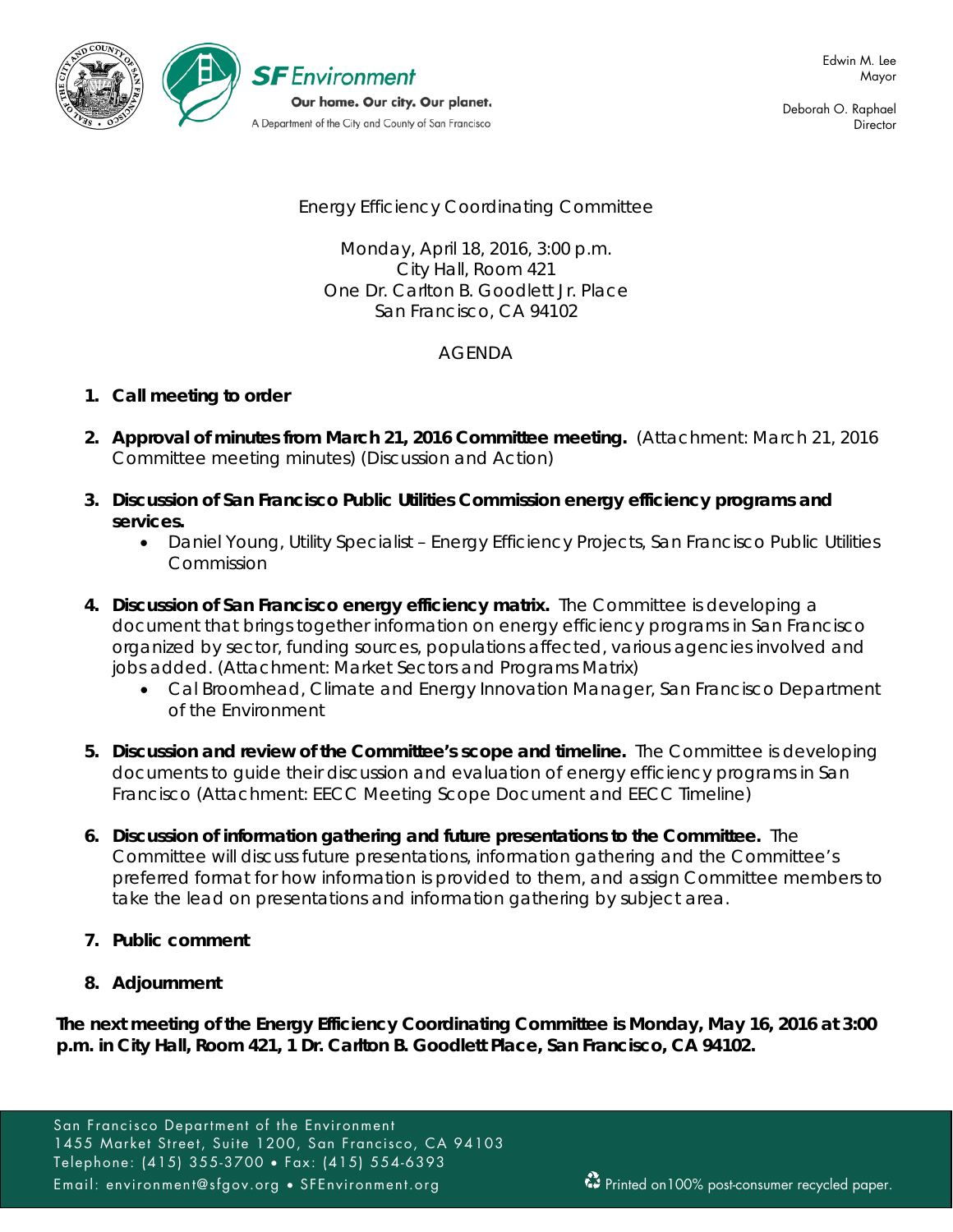SF Environment

Our home. Our city. Our planet.

A Department of the City and County of San Francisco

Edwin M. Lee
Mayor

Deborah O. Raphael
Director

# Energy Efficiency Coordinating Committee

Monday, April 18, 2016, 3:00 p.m.
City Hall, Room 421
One Dr. Carlton B. Goodlett Jr. Place
San Francisco, CA 94102

## AGENDA

1. **Call meeting to order**

2. **Approval of minutes from March 21, 2016 Committee meeting.** (Attachment: March 21, 2016 Committee meeting minutes) (Discussion and Action)

3. **Discussion of San Francisco Public Utilities Commission energy efficiency programs and services.**
   - Daniel Young, Utility Specialist – Energy Efficiency Projects, San Francisco Public Utilities Commission

4. **Discussion of San Francisco energy efficiency matrix.** The Committee is developing a document that brings together information on energy efficiency programs in San Francisco organized by sector, funding sources, populations affected, various agencies involved and jobs added. (Attachment: Market Sectors and Programs Matrix)
   - Cal Broomhead, Climate and Energy Innovation Manager, San Francisco Department of the Environment

5. **Discussion and review of the Committee's scope and timeline.** The Committee is developing documents to guide their discussion and evaluation of energy efficiency programs in San Francisco (Attachment: EECC Meeting Scope Document and EECC Timeline)

6. **Discussion of information gathering and future presentations to the Committee.** The Committee will discuss future presentations, information gathering and the Committee's preferred format for how information is provided to them, and assign Committee members to take the lead on presentations and information gathering by subject area.

7. **Public comment**

8. **Adjournment**

**The next meeting of the Energy Efficiency Coordinating Committee is Monday, May 16, 2016 at 3:00 p.m. in City Hall, Room 421, 1 Dr. Carlton B. Goodlett Place, San Francisco, CA 94102.**

San Francisco Department of the Environment
1455 Market Street, Suite 1200, San Francisco, CA 94103
Telephone: (415) 355-3700 • Fax: (415) 554-6393
Email: environment@sfgov.org • SFEnvironment.org

Printed on100% post-consumer recycled paper.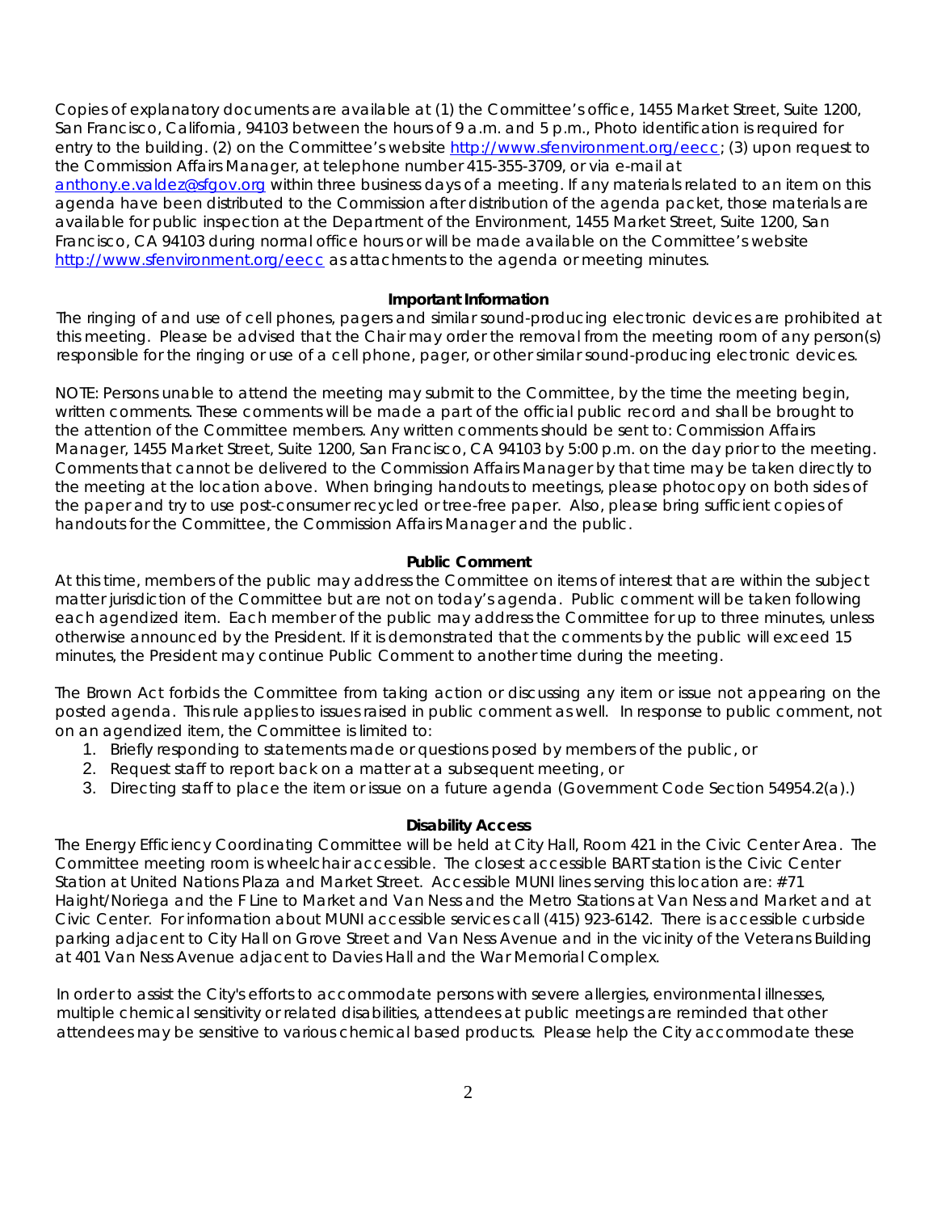Copies of explanatory documents are available at (1) the Committee's office, 1455 Market Street, Suite 1200, San Francisco, California, 94103 between the hours of 9 a.m. and 5 p.m., Photo identification is required for entry to the building. (2) on the Committee's website http://www.sfenvironment.org/eecc; (3) upon request to the Commission Affairs Manager, at telephone number 415-355-3709, or via e-mail at anthony.e.valdez@sfgov.org within three business days of a meeting. If any materials related to an item on this agenda have been distributed to the Commission after distribution of the agenda packet, those materials are available for public inspection at the Department of the Environment, 1455 Market Street, Suite 1200, San Francisco, CA 94103 during normal office hours or will be made available on the Committee's website http://www.sfenvironment.org/eecc as attachments to the agenda or meeting minutes.

**Important Information**

The ringing of and use of cell phones, pagers and similar sound-producing electronic devices are prohibited at this meeting. Please be advised that the Chair may order the removal from the meeting room of any person(s) responsible for the ringing or use of a cell phone, pager, or other similar sound-producing electronic devices.

NOTE: Persons unable to attend the meeting may submit to the Committee, by the time the meeting begin, written comments. These comments will be made a part of the official public record and shall be brought to the attention of the Committee members. Any written comments should be sent to: Commission Affairs Manager, 1455 Market Street, Suite 1200, San Francisco, CA 94103 by 5:00 p.m. on the day prior to the meeting. Comments that cannot be delivered to the Commission Affairs Manager by that time may be taken directly to the meeting at the location above. When bringing handouts to meetings, please photocopy on both sides of the paper and try to use post-consumer recycled or tree-free paper. Also, please bring sufficient copies of handouts for the Committee, the Commission Affairs Manager and the public.

**Public Comment**

At this time, members of the public may address the Committee on items of interest that are within the subject matter jurisdiction of the Committee but are not on today's agenda. Public comment will be taken following each agendized item. Each member of the public may address the Committee for up to three minutes, unless otherwise announced by the President. If it is demonstrated that the comments by the public will exceed 15 minutes, the President may continue Public Comment to another time during the meeting.

The Brown Act forbids the Committee from taking action or discussing any item or issue not appearing on the posted agenda. This rule applies to issues raised in public comment as well. In response to public comment, not on an agendized item, the Committee is limited to:

1. Briefly responding to statements made or questions posed by members of the public, or
2. Request staff to report back on a matter at a subsequent meeting, or
3. Directing staff to place the item or issue on a future agenda (Government Code Section 54954.2(a).)

**Disability Access**

The Energy Efficiency Coordinating Committee will be held at City Hall, Room 421 in the Civic Center Area. The Committee meeting room is wheelchair accessible. The closest accessible BART station is the Civic Center Station at United Nations Plaza and Market Street. Accessible MUNI lines serving this location are: #71 Haight/Noriega and the F Line to Market and Van Ness and the Metro Stations at Van Ness and Market and at Civic Center. For information about MUNI accessible services call (415) 923-6142. There is accessible curbside parking adjacent to City Hall on Grove Street and Van Ness Avenue and in the vicinity of the Veterans Building at 401 Van Ness Avenue adjacent to Davies Hall and the War Memorial Complex.

In order to assist the City's efforts to accommodate persons with severe allergies, environmental illnesses, multiple chemical sensitivity or related disabilities, attendees at public meetings are reminded that other attendees may be sensitive to various chemical based products. Please help the City accommodate these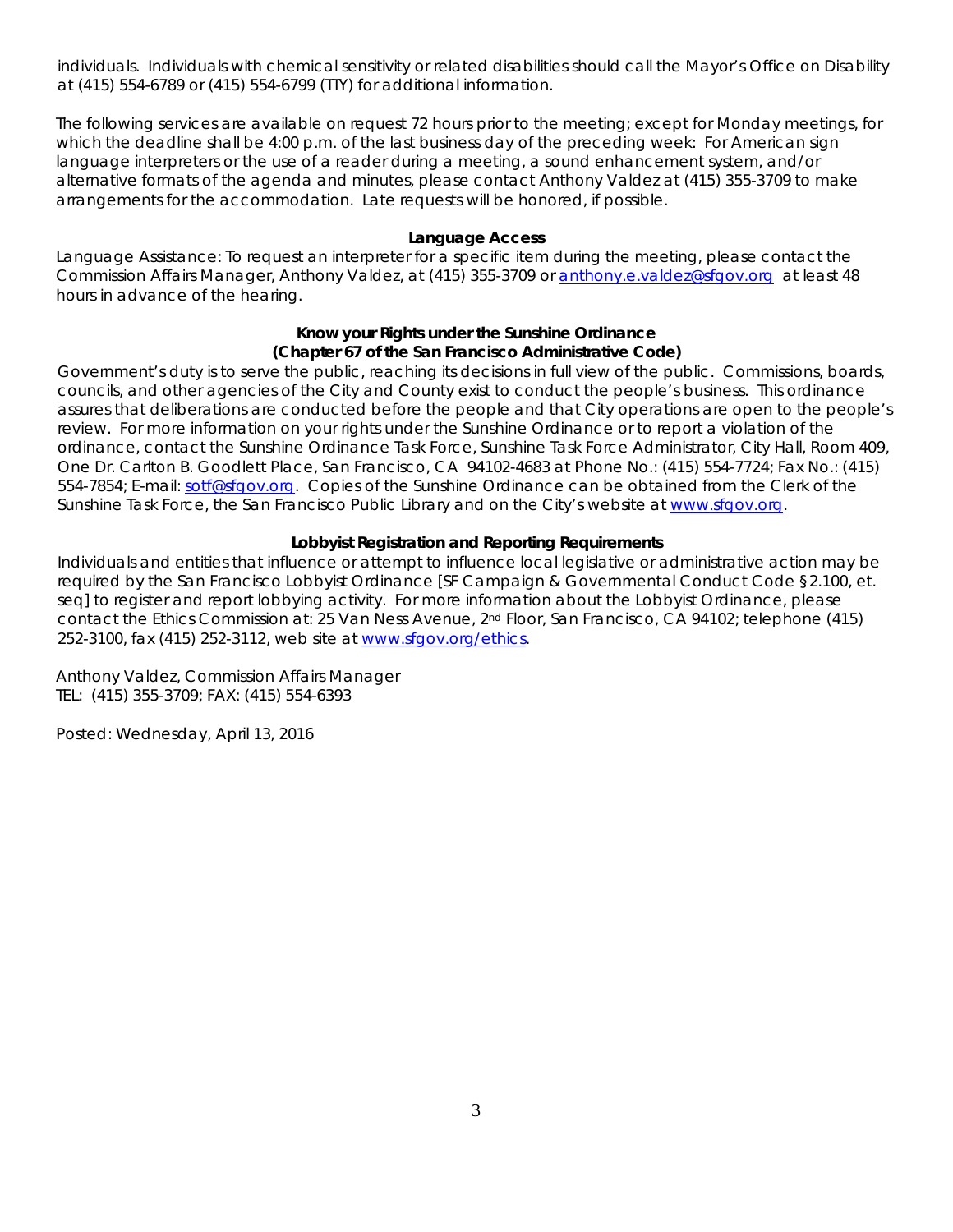individuals. Individuals with chemical sensitivity or related disabilities should call the Mayor's Office on Disability at (415) 554-6789 or (415) 554-6799 (TTY) for additional information.

The following services are available on request 72 hours prior to the meeting; except for Monday meetings, for which the deadline shall be 4:00 p.m. of the last business day of the preceding week: For American sign language interpreters or the use of a reader during a meeting, a sound enhancement system, and/or alternative formats of the agenda and minutes, please contact Anthony Valdez at (415) 355-3709 to make arrangements for the accommodation. Late requests will be honored, if possible.

**Language Access**

Language Assistance: To request an interpreter for a specific item during the meeting, please contact the Commission Affairs Manager, Anthony Valdez, at (415) 355-3709 or anthony.e.valdez@sfgov.org at least 48 hours in advance of the hearing.

**Know your Rights under the Sunshine Ordinance**
**(Chapter 67 of the San Francisco Administrative Code)**

Government's duty is to serve the public, reaching its decisions in full view of the public. Commissions, boards, councils, and other agencies of the City and County exist to conduct the people's business. This ordinance assures that deliberations are conducted before the people and that City operations are open to the people's review. For more information on your rights under the Sunshine Ordinance or to report a violation of the ordinance, contact the Sunshine Ordinance Task Force, Sunshine Task Force Administrator, City Hall, Room 409, One Dr. Carlton B. Goodlett Place, San Francisco, CA 94102-4683 at Phone No.: (415) 554-7724; Fax No.: (415) 554-7854; E-mail: sotf@sfgov.org. Copies of the Sunshine Ordinance can be obtained from the Clerk of the Sunshine Task Force, the San Francisco Public Library and on the City's website at www.sfgov.org.

**Lobbyist Registration and Reporting Requirements**

Individuals and entities that influence or attempt to influence local legislative or administrative action may be required by the San Francisco Lobbyist Ordinance [SF Campaign & Governmental Conduct Code §2.100, et. seq] to register and report lobbying activity. For more information about the Lobbyist Ordinance, please contact the Ethics Commission at: 25 Van Ness Avenue, 2nd Floor, San Francisco, CA 94102; telephone (415) 252-3100, fax (415) 252-3112, web site at www.sfgov.org/ethics.

Anthony Valdez, Commission Affairs Manager
TEL: (415) 355-3709; FAX: (415) 554-6393

Posted: Wednesday, April 13, 2016